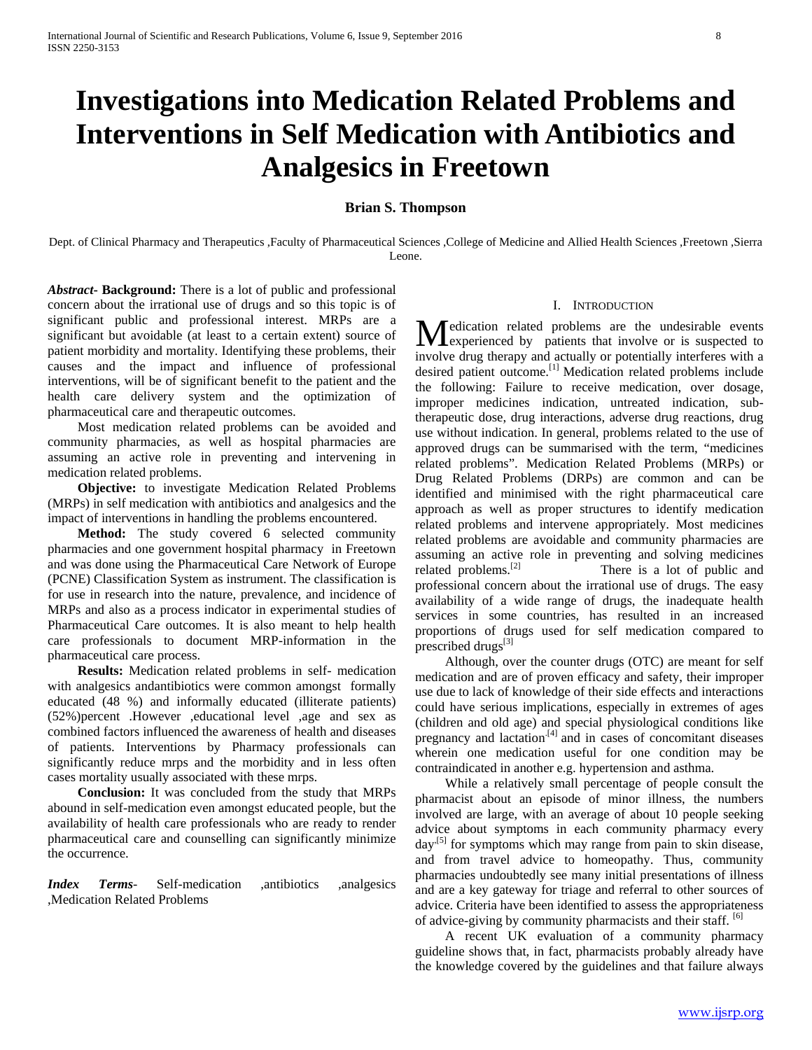# Investigations into Medication Related Problems and Interventions in Self Medication with Antibiotics and Analgesics in Freetown

**Brian S. Thompson**

Dept. of Clinical Pharmacy and Therapeutics ,Faculty of Pharmaceutical Sciences ,College of Medicine and Allied Health Sciences ,Freetown ,Sierra Leone.

***Abstract***- **Background:** There is a lot of public and professional concern about the irrational use of drugs and so this topic is of significant public and professional interest. MRPs are a significant but avoidable (at least to a certain extent) source of patient morbidity and mortality. Identifying these problems, their causes and the impact and influence of professional interventions, will be of significant benefit to the patient and the health care delivery system and the optimization of pharmaceutical care and therapeutic outcomes.

Most medication related problems can be avoided and community pharmacies, as well as hospital pharmacies are assuming an active role in preventing and intervening in medication related problems.

**Objective:** to investigate Medication Related Problems (MRPs) in self medication with antibiotics and analgesics and the impact of interventions in handling the problems encountered.

**Method:** The study covered 6 selected community pharmacies and one government hospital pharmacy in Freetown and was done using the Pharmaceutical Care Network of Europe (PCNE) Classification System as instrument. The classification is for use in research into the nature, prevalence, and incidence of MRPs and also as a process indicator in experimental studies of Pharmaceutical Care outcomes. It is also meant to help health care professionals to document MRP-information in the pharmaceutical care process.

**Results:** Medication related problems in self- medication with analgesics andantibiotics were common amongst formally educated (48 %) and informally educated (illiterate patients) (52%)percent .However ,educational level ,age and sex as combined factors influenced the awareness of health and diseases of patients. Interventions by Pharmacy professionals can significantly reduce mrps and the morbidity and in less often cases mortality usually associated with these mrps.

**Conclusion:** It was concluded from the study that MRPs abound in self-medication even amongst educated people, but the availability of health care professionals who are ready to render pharmaceutical care and counselling can significantly minimize the occurrence.

***Index Terms***- Self-medication ,antibiotics ,analgesics ,Medication Related Problems

## I. Introduction

Medication related problems are the undesirable events experienced by patients that involve or is suspected to involve drug therapy and actually or potentially interferes with a desired patient outcome.[1] Medication related problems include the following: Failure to receive medication, over dosage, improper medicines indication, untreated indication, sub-therapeutic dose, drug interactions, adverse drug reactions, drug use without indication. In general, problems related to the use of approved drugs can be summarised with the term, "medicines related problems". Medication Related Problems (MRPs) or Drug Related Problems (DRPs) are common and can be identified and minimised with the right pharmaceutical care approach as well as proper structures to identify medication related problems and intervene appropriately. Most medicines related problems are avoidable and community pharmacies are assuming an active role in preventing and solving medicines related problems.[2] There is a lot of public and professional concern about the irrational use of drugs. The easy availability of a wide range of drugs, the inadequate health services in some countries, has resulted in an increased proportions of drugs used for self medication compared to prescribed drugs[3]

Although, over the counter drugs (OTC) are meant for self medication and are of proven efficacy and safety, their improper use due to lack of knowledge of their side effects and interactions could have serious implications, especially in extremes of ages (children and old age) and special physiological conditions like pregnancy and lactation[4] and in cases of concomitant diseases wherein one medication useful for one condition may be contraindicated in another e.g. hypertension and asthma.

While a relatively small percentage of people consult the pharmacist about an episode of minor illness, the numbers involved are large, with an average of about 10 people seeking advice about symptoms in each community pharmacy every day,[5] for symptoms which may range from pain to skin disease, and from travel advice to homeopathy. Thus, community pharmacies undoubtedly see many initial presentations of illness and are a key gateway for triage and referral to other sources of advice. Criteria have been identified to assess the appropriateness of advice-giving by community pharmacists and their staff. [6]

A recent UK evaluation of a community pharmacy guideline shows that, in fact, pharmacists probably already have the knowledge covered by the guidelines and that failure always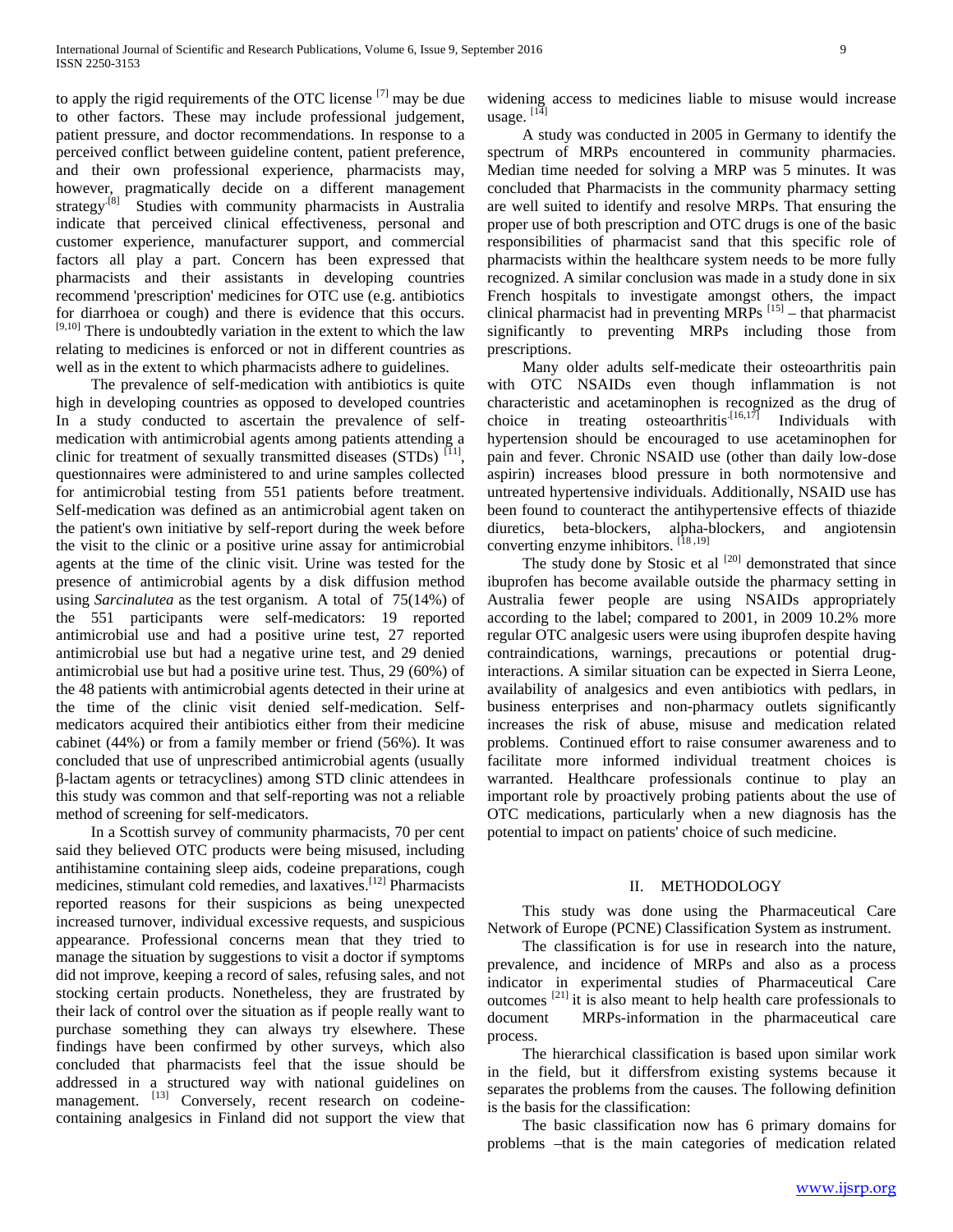to apply the rigid requirements of the OTC license [7] may be due to other factors. These may include professional judgement, patient pressure, and doctor recommendations. In response to a perceived conflict between guideline content, patient preference, and their own professional experience, pharmacists may, however, pragmatically decide on a different management strategy.[8] Studies with community pharmacists in Australia indicate that perceived clinical effectiveness, personal and customer experience, manufacturer support, and commercial factors all play a part. Concern has been expressed that pharmacists and their assistants in developing countries recommend 'prescription' medicines for OTC use (e.g. antibiotics for diarrhoea or cough) and there is evidence that this occurs. [9,10] There is undoubtedly variation in the extent to which the law relating to medicines is enforced or not in different countries as well as in the extent to which pharmacists adhere to guidelines.

The prevalence of self-medication with antibiotics is quite high in developing countries as opposed to developed countries In a study conducted to ascertain the prevalence of self-medication with antimicrobial agents among patients attending a clinic for treatment of sexually transmitted diseases (STDs) [11], questionnaires were administered to and urine samples collected for antimicrobial testing from 551 patients before treatment. Self-medication was defined as an antimicrobial agent taken on the patient's own initiative by self-report during the week before the visit to the clinic or a positive urine assay for antimicrobial agents at the time of the clinic visit. Urine was tested for the presence of antimicrobial agents by a disk diffusion method using *Sarcinalutea* as the test organism. A total of 75(14%) of the 551 participants were self-medicators: 19 reported antimicrobial use and had a positive urine test, 27 reported antimicrobial use but had a negative urine test, and 29 denied antimicrobial use but had a positive urine test. Thus, 29 (60%) of the 48 patients with antimicrobial agents detected in their urine at the time of the clinic visit denied self-medication. Self-medicators acquired their antibiotics either from their medicine cabinet (44%) or from a family member or friend (56%). It was concluded that use of unprescribed antimicrobial agents (usually β-lactam agents or tetracyclines) among STD clinic attendees in this study was common and that self-reporting was not a reliable method of screening for self-medicators.

In a Scottish survey of community pharmacists, 70 per cent said they believed OTC products were being misused, including antihistamine containing sleep aids, codeine preparations, cough medicines, stimulant cold remedies, and laxatives.[12] Pharmacists reported reasons for their suspicions as being unexpected increased turnover, individual excessive requests, and suspicious appearance. Professional concerns mean that they tried to manage the situation by suggestions to visit a doctor if symptoms did not improve, keeping a record of sales, refusing sales, and not stocking certain products. Nonetheless, they are frustrated by their lack of control over the situation as if people really want to purchase something they can always try elsewhere. These findings have been confirmed by other surveys, which also concluded that pharmacists feel that the issue should be addressed in a structured way with national guidelines on management. [13] Conversely, recent research on codeine-containing analgesics in Finland did not support the view that widening access to medicines liable to misuse would increase usage. [14]

A study was conducted in 2005 in Germany to identify the spectrum of MRPs encountered in community pharmacies. Median time needed for solving a MRP was 5 minutes. It was concluded that Pharmacists in the community pharmacy setting are well suited to identify and resolve MRPs. That ensuring the proper use of both prescription and OTC drugs is one of the basic responsibilities of pharmacist sand that this specific role of pharmacists within the healthcare system needs to be more fully recognized. A similar conclusion was made in a study done in six French hospitals to investigate amongst others, the impact clinical pharmacist had in preventing MRPs [15] – that pharmacist significantly to preventing MRPs including those from prescriptions.

Many older adults self-medicate their osteoarthritis pain with OTC NSAIDs even though inflammation is not characteristic and acetaminophen is recognized as the drug of choice in treating osteoarthritis.[16,17] Individuals with hypertension should be encouraged to use acetaminophen for pain and fever. Chronic NSAID use (other than daily low-dose aspirin) increases blood pressure in both normotensive and untreated hypertensive individuals. Additionally, NSAID use has been found to counteract the antihypertensive effects of thiazide diuretics, beta-blockers, alpha-blockers, and angiotensin converting enzyme inhibitors. [18,19]

The study done by Stosic et al [20] demonstrated that since ibuprofen has become available outside the pharmacy setting in Australia fewer people are using NSAIDs appropriately according to the label; compared to 2001, in 2009 10.2% more regular OTC analgesic users were using ibuprofen despite having contraindications, warnings, precautions or potential drug-interactions. A similar situation can be expected in Sierra Leone, availability of analgesics and even antibiotics with pedlars, in business enterprises and non-pharmacy outlets significantly increases the risk of abuse, misuse and medication related problems. Continued effort to raise consumer awareness and to facilitate more informed individual treatment choices is warranted. Healthcare professionals continue to play an important role by proactively probing patients about the use of OTC medications, particularly when a new diagnosis has the potential to impact on patients' choice of such medicine.

## II. METHODOLOGY

This study was done using the Pharmaceutical Care Network of Europe (PCNE) Classification System as instrument.

The classification is for use in research into the nature, prevalence, and incidence of MRPs and also as a process indicator in experimental studies of Pharmaceutical Care outcomes [21] it is also meant to help health care professionals to document MRPs-information in the pharmaceutical care process.

The hierarchical classification is based upon similar work in the field, but it differsfrom existing systems because it separates the problems from the causes. The following definition is the basis for the classification:

The basic classification now has 6 primary domains for problems –that is the main categories of medication related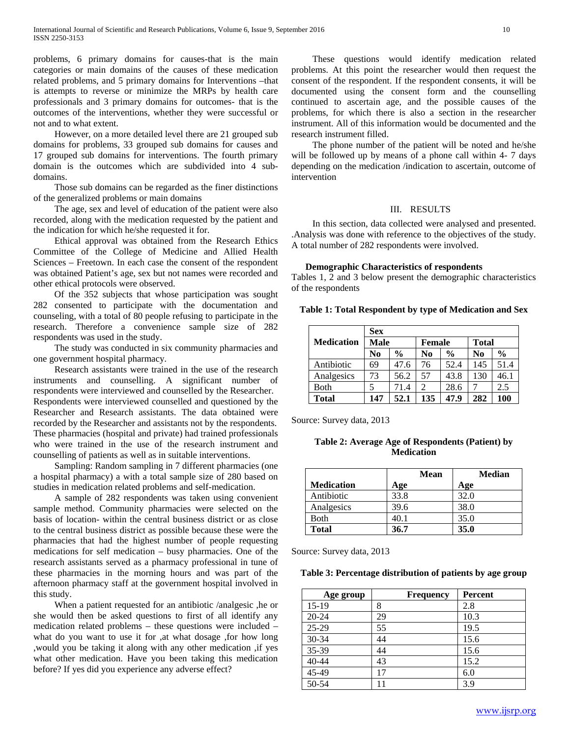problems, 6 primary domains for causes-that is the main categories or main domains of the causes of these medication related problems, and 5 primary domains for Interventions –that is attempts to reverse or minimize the MRPs by health care professionals and 3 primary domains for outcomes- that is the outcomes of the interventions, whether they were successful or not and to what extent.

However, on a more detailed level there are 21 grouped sub domains for problems, 33 grouped sub domains for causes and 17 grouped sub domains for interventions. The fourth primary domain is the outcomes which are subdivided into 4 sub-domains.

Those sub domains can be regarded as the finer distinctions of the generalized problems or main domains

The age, sex and level of education of the patient were also recorded, along with the medication requested by the patient and the indication for which he/she requested it for.

Ethical approval was obtained from the Research Ethics Committee of the College of Medicine and Allied Health Sciences – Freetown. In each case the consent of the respondent was obtained Patient's age, sex but not names were recorded and other ethical protocols were observed.

Of the 352 subjects that whose participation was sought 282 consented to participate with the documentation and counseling, with a total of 80 people refusing to participate in the research. Therefore a convenience sample size of 282 respondents was used in the study.

The study was conducted in six community pharmacies and one government hospital pharmacy.

Research assistants were trained in the use of the research instruments and counselling. A significant number of respondents were interviewed and counselled by the Researcher. Respondents were interviewed counselled and questioned by the Researcher and Research assistants. The data obtained were recorded by the Researcher and assistants not by the respondents. These pharmacies (hospital and private) had trained professionals who were trained in the use of the research instrument and counselling of patients as well as in suitable interventions.

Sampling: Random sampling in 7 different pharmacies (one a hospital pharmacy) a with a total sample size of 280 based on studies in medication related problems and self-medication.

A sample of 282 respondents was taken using convenient sample method. Community pharmacies were selected on the basis of location- within the central business district or as close to the central business district as possible because these were the pharmacies that had the highest number of people requesting medications for self medication – busy pharmacies. One of the research assistants served as a pharmacy professional in tune of these pharmacies in the morning hours and was part of the afternoon pharmacy staff at the government hospital involved in this study.

When a patient requested for an antibiotic /analgesic ,he or she would then be asked questions to first of all identify any medication related problems – these questions were included – what do you want to use it for ,at what dosage ,for how long ,would you be taking it along with any other medication ,if yes what other medication. Have you been taking this medication before? If yes did you experience any adverse effect?

These questions would identify medication related problems. At this point the researcher would then request the consent of the respondent. If the respondent consents, it will be documented using the consent form and the counselling continued to ascertain age, and the possible causes of the problems, for which there is also a section in the researcher instrument. All of this information would be documented and the research instrument filled.

The phone number of the patient will be noted and he/she will be followed up by means of a phone call within 4- 7 days depending on the medication /indication to ascertain, outcome of intervention

## III. RESULTS

In this section, data collected were analysed and presented. .Analysis was done with reference to the objectives of the study. A total number of 282 respondents were involved.

### Demographic Characteristics of respondents

Tables 1, 2 and 3 below present the demographic characteristics of the respondents

**Table 1: Total Respondent by type of Medication and Sex**

| Medication | Sex | | | | | |
|---|---|---|---|---|---|---|
| | Male | | Female | | Total | |
| | No | % | No | % | No | % |
| Antibiotic | 69 | 47.6 | 76 | 52.4 | 145 | 51.4 |
| Analgesics | 73 | 56.2 | 57 | 43.8 | 130 | 46.1 |
| Both | 5 | 71.4 | 2 | 28.6 | 7 | 2.5 |
| **Total** | **147** | **52.1** | **135** | **47.9** | **282** | **100** |

Source: Survey data, 2013

**Table 2: Average Age of Respondents (Patient) by Medication**

| Medication | Mean Age | Median Age |
|---|---|---|
| Antibiotic | 33.8 | 32.0 |
| Analgesics | 39.6 | 38.0 |
| Both | 40.1 | 35.0 |
| **Total** | **36.7** | **35.0** |

Source: Survey data, 2013

**Table 3: Percentage distribution of patients by age group**

| Age group | Frequency | Percent |
|---|---|---|
| 15-19 | 8 | 2.8 |
| 20-24 | 29 | 10.3 |
| 25-29 | 55 | 19.5 |
| 30-34 | 44 | 15.6 |
| 35-39 | 44 | 15.6 |
| 40-44 | 43 | 15.2 |
| 45-49 | 17 | 6.0 |
| 50-54 | 11 | 3.9 |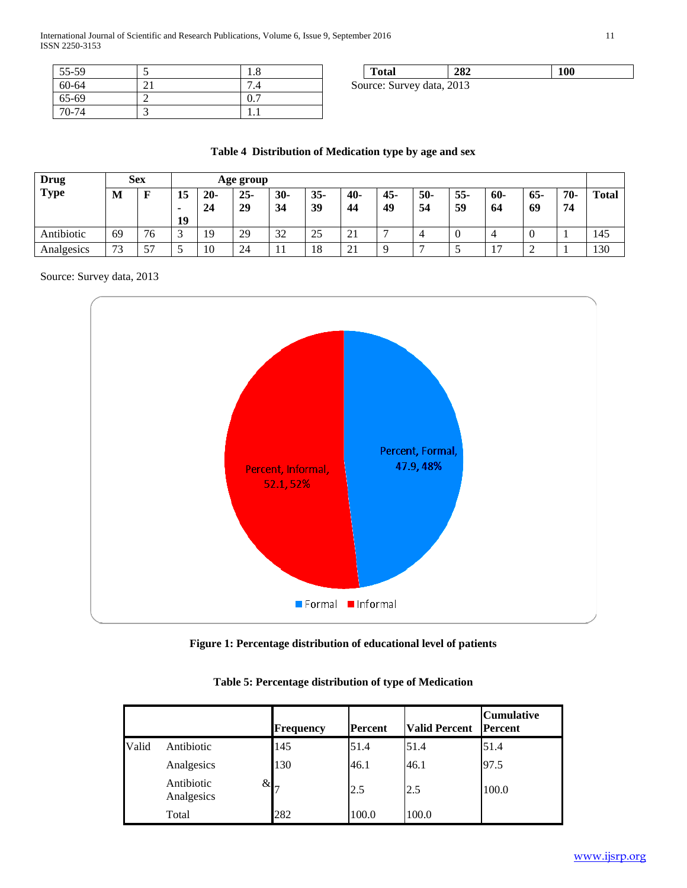| | | |
|---|---|---|
| 55-59 | 5 | 1.8 |
| 60-64 | 21 | 7.4 |
| 65-69 | 2 | 0.7 |
| 70-74 | 3 | 1.1 |
| **Total** | **282** | **100** |

Source: Survey data, 2013

**Table 4 Distribution of Medication type by age and sex**

| Drug Type | Sex | | Age group | | | | | | | | | | | | Total |
|---|---|---|---|---|---|---|---|---|---|---|---|---|---|---|---|
| | **M** | **F** | **15-19** | **20-24** | **25-29** | **30-34** | **35-39** | **40-44** | **45-49** | **50-54** | **55-59** | **60-64** | **65-69** | **70-74** | **Total** |
| Antibiotic | 69 | 76 | 3 | 19 | 29 | 32 | 25 | 21 | 7 | 4 | 0 | 4 | 0 | 1 | 145 |
| Analgesics | 73 | 57 | 5 | 10 | 24 | 11 | 18 | 21 | 9 | 7 | 5 | 17 | 2 | 1 | 130 |

Source: Survey data, 2013

Percent, Formal, 47.9, 48%

Percent, Informal, 52.1, 52%

Formal Informal

**Figure 1: Percentage distribution of educational level of patients**

**Table 5: Percentage distribution of type of Medication**

| | | Frequency | Percent | Valid Percent | Cumulative Percent |
|---|---|---|---|---|---|
| Valid | Antibiotic | 145 | 51.4 | 51.4 | 51.4 |
| | Analgesics | 130 | 46.1 | 46.1 | 97.5 |
| | Antibiotic & Analgesics | 7 | 2.5 | 2.5 | 100.0 |
| | Total | 282 | 100.0 | 100.0 | |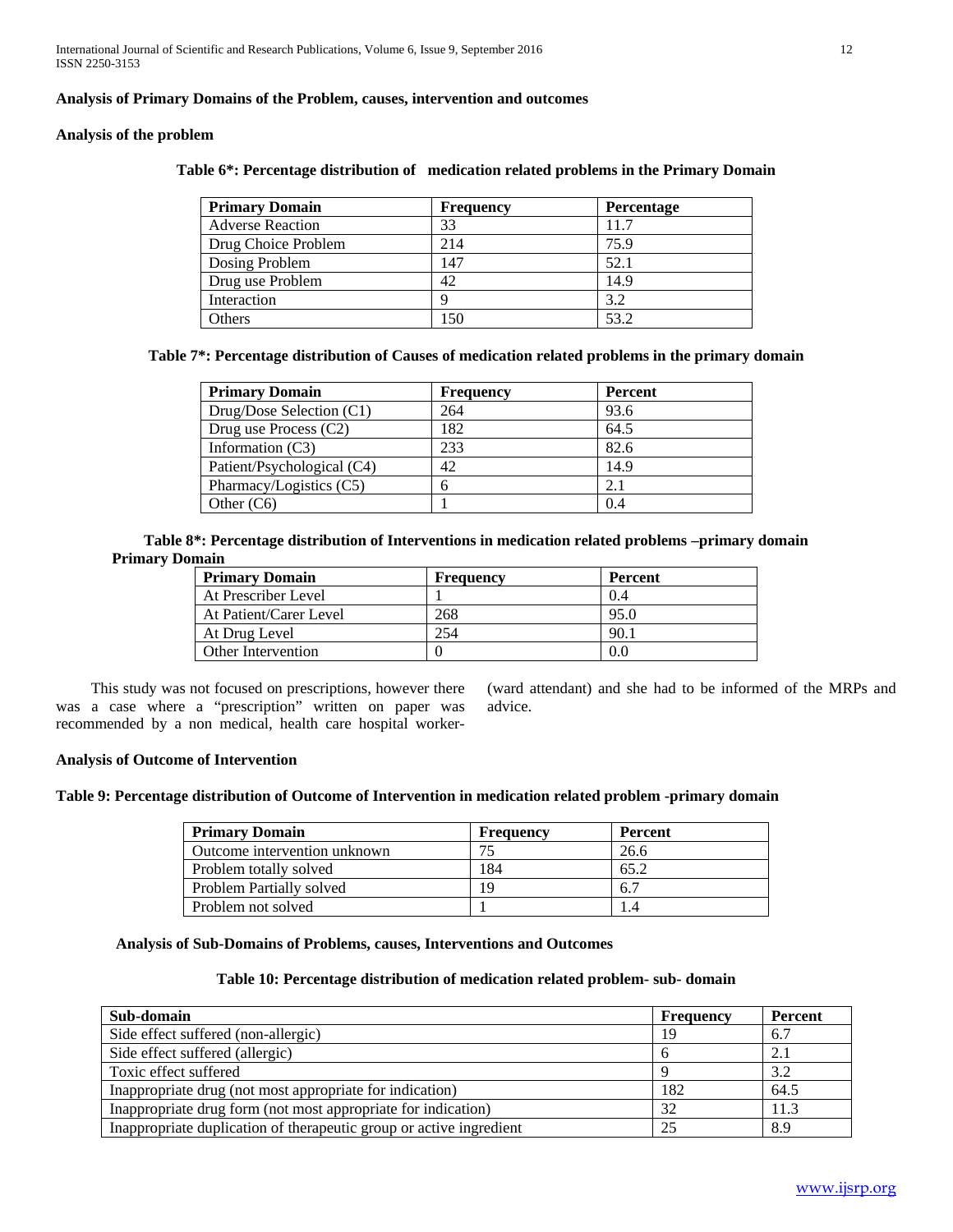## Analysis of Primary Domains of the Problem, causes, intervention and outcomes

### Analysis of the problem

**Table 6*: Percentage distribution of medication related problems in the Primary Domain**

| Primary Domain | Frequency | Percentage |
|---|---|---|
| Adverse Reaction | 33 | 11.7 |
| Drug Choice Problem | 214 | 75.9 |
| Dosing Problem | 147 | 52.1 |
| Drug use Problem | 42 | 14.9 |
| Interaction | 9 | 3.2 |
| Others | 150 | 53.2 |

**Table 7*: Percentage distribution of Causes of medication related problems in the primary domain**

| Primary Domain | Frequency | Percent |
|---|---|---|
| Drug/Dose Selection (C1) | 264 | 93.6 |
| Drug use Process (C2) | 182 | 64.5 |
| Information (C3) | 233 | 82.6 |
| Patient/Psychological (C4) | 42 | 14.9 |
| Pharmacy/Logistics (C5) | 6 | 2.1 |
| Other (C6) | 1 | 0.4 |

**Table 8*: Percentage distribution of Interventions in medication related problems –primary domain Primary Domain**

| Primary Domain | Frequency | Percent |
|---|---|---|
| At Prescriber Level | 1 | 0.4 |
| At Patient/Carer Level | 268 | 95.0 |
| At Drug Level | 254 | 90.1 |
| Other Intervention | 0 | 0.0 |

This study was not focused on prescriptions, however there was a case where a "prescription" written on paper was recommended by a non medical, health care hospital worker-(ward attendant) and she had to be informed of the MRPs and advice.

### Analysis of Outcome of Intervention

**Table 9: Percentage distribution of Outcome of Intervention in medication related problem -primary domain**

| Primary Domain | Frequency | Percent |
|---|---|---|
| Outcome intervention unknown | 75 | 26.6 |
| Problem totally solved | 184 | 65.2 |
| Problem Partially solved | 19 | 6.7 |
| Problem not solved | 1 | 1.4 |

### Analysis of Sub-Domains of Problems, causes, Interventions and Outcomes

**Table 10: Percentage distribution of medication related problem- sub- domain**

| Sub-domain | Frequency | Percent |
|---|---|---|
| Side effect suffered (non-allergic) | 19 | 6.7 |
| Side effect suffered (allergic) | 6 | 2.1 |
| Toxic effect suffered | 9 | 3.2 |
| Inappropriate drug (not most appropriate for indication) | 182 | 64.5 |
| Inappropriate drug form (not most appropriate for indication) | 32 | 11.3 |
| Inappropriate duplication of therapeutic group or active ingredient | 25 | 8.9 |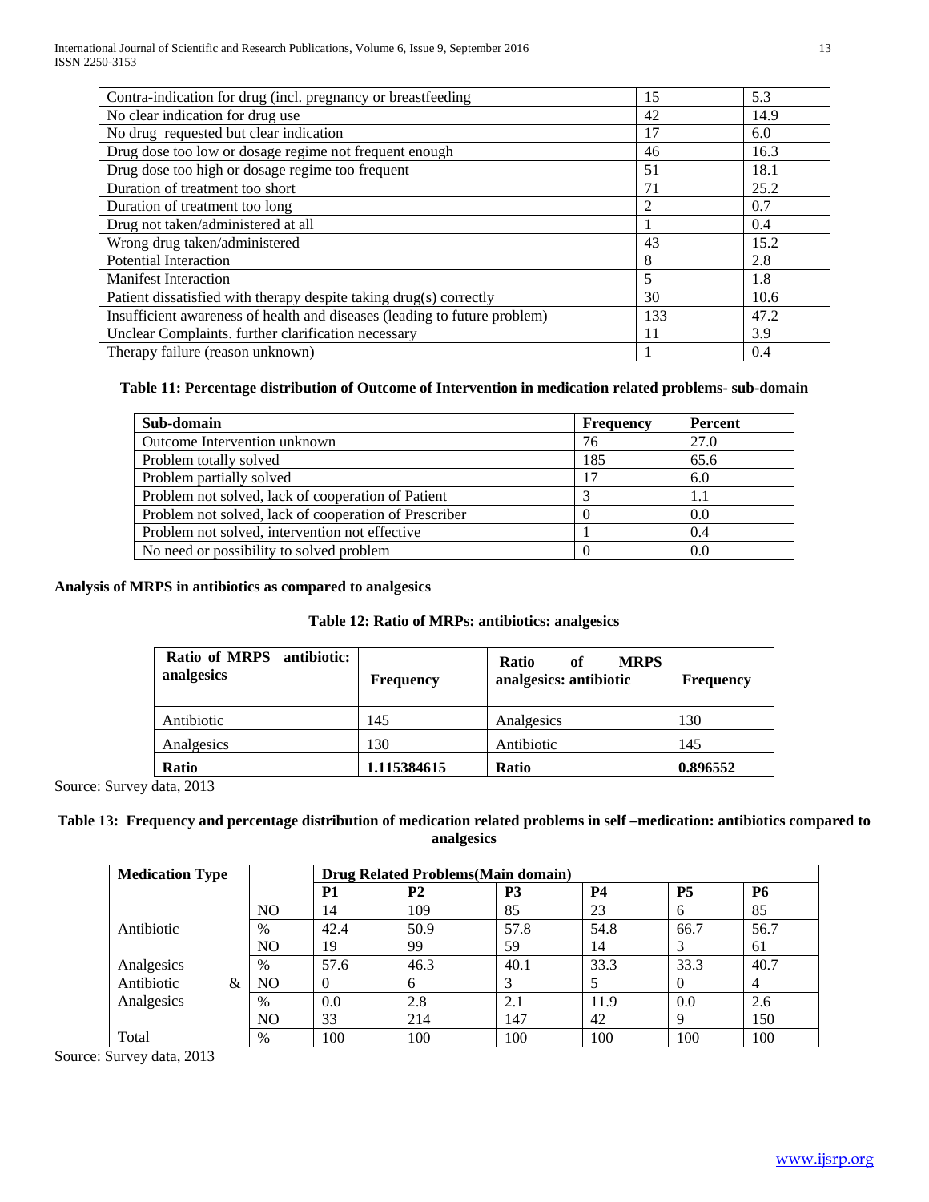| | | |
|---|---|---|
| Contra-indication for drug (incl. pregnancy or breastfeeding | 15 | 5.3 |
| No clear indication for drug use | 42 | 14.9 |
| No drug requested but clear indication | 17 | 6.0 |
| Drug dose too low or dosage regime not frequent enough | 46 | 16.3 |
| Drug dose too high or dosage regime too frequent | 51 | 18.1 |
| Duration of treatment too short | 71 | 25.2 |
| Duration of treatment too long | 2 | 0.7 |
| Drug not taken/administered at all | 1 | 0.4 |
| Wrong drug taken/administered | 43 | 15.2 |
| Potential Interaction | 8 | 2.8 |
| Manifest Interaction | 5 | 1.8 |
| Patient dissatisfied with therapy despite taking drug(s) correctly | 30 | 10.6 |
| Insufficient awareness of health and diseases (leading to future problem) | 133 | 47.2 |
| Unclear Complaints. further clarification necessary | 11 | 3.9 |
| Therapy failure (reason unknown) | 1 | 0.4 |

**Table 11: Percentage distribution of Outcome of Intervention in medication related problems- sub-domain**

| Sub-domain | Frequency | Percent |
|---|---|---|
| Outcome Intervention unknown | 76 | 27.0 |
| Problem totally solved | 185 | 65.6 |
| Problem partially solved | 17 | 6.0 |
| Problem not solved, lack of cooperation of Patient | 3 | 1.1 |
| Problem not solved, lack of cooperation of Prescriber | 0 | 0.0 |
| Problem not solved, intervention not effective | 1 | 0.4 |
| No need or possibility to solved problem | 0 | 0.0 |

**Analysis of MRPS in antibiotics as compared to analgesics**

**Table 12: Ratio of MRPs: antibiotics: analgesics**

| Ratio of MRPS antibiotic: analgesics | Frequency | Ratio of MRPS analgesics: antibiotic | Frequency |
|---|---|---|---|
| Antibiotic | 145 | Analgesics | 130 |
| Analgesics | 130 | Antibiotic | 145 |
| **Ratio** | **1.115384615** | **Ratio** | **0.896552** |

Source: Survey data, 2013

**Table 13: Frequency and percentage distribution of medication related problems in self –medication: antibiotics compared to analgesics**

| Medication Type | | Drug Related Problems(Main domain) | | | | | |
|---|---|---|---|---|---|---|---|
| | | **P1** | **P2** | **P3** | **P4** | **P5** | **P6** |
| Antibiotic | NO | 14 | 109 | 85 | 23 | 6 | 85 |
| | % | 42.4 | 50.9 | 57.8 | 54.8 | 66.7 | 56.7 |
| Analgesics | NO | 19 | 99 | 59 | 14 | 3 | 61 |
| | % | 57.6 | 46.3 | 40.1 | 33.3 | 33.3 | 40.7 |
| Antibiotic & Analgesics | NO | 0 | 6 | 3 | 5 | 0 | 4 |
| | % | 0.0 | 2.8 | 2.1 | 11.9 | 0.0 | 2.6 |
| Total | NO | 33 | 214 | 147 | 42 | 9 | 150 |
| | % | 100 | 100 | 100 | 100 | 100 | 100 |

Source: Survey data, 2013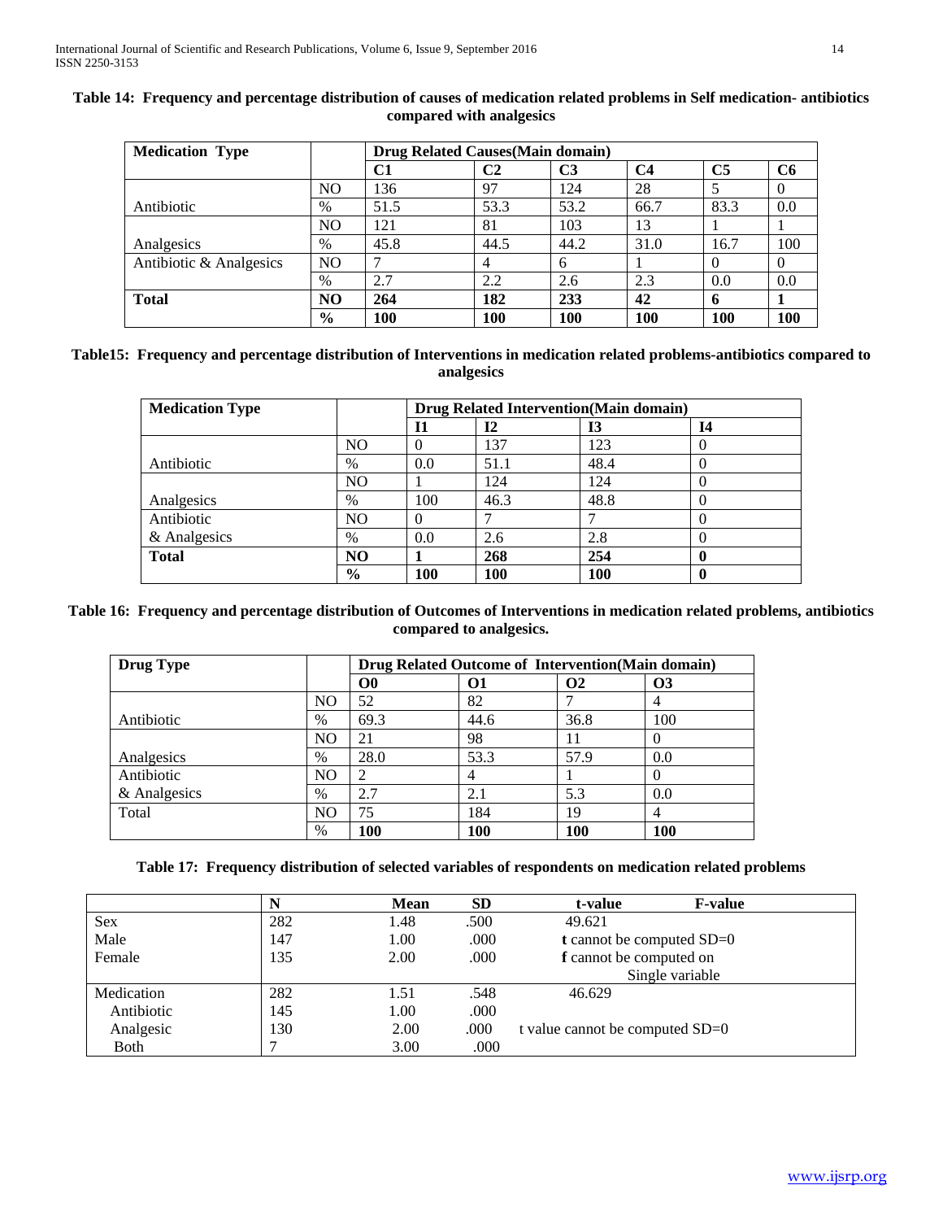**Table 14: Frequency and percentage distribution of causes of medication related problems in Self medication- antibiotics compared with analgesics**

| Medication Type | | Drug Related Causes(Main domain) | | | | | |
|---|---|---|---|---|---|---|---|
| | | **C1** | **C2** | **C3** | **C4** | **C5** | **C6** |
| | NO | 136 | 97 | 124 | 28 | 5 | 0 |
| Antibiotic | % | 51.5 | 53.3 | 53.2 | 66.7 | 83.3 | 0.0 |
| | NO | 121 | 81 | 103 | 13 | 1 | 1 |
| Analgesics | % | 45.8 | 44.5 | 44.2 | 31.0 | 16.7 | 100 |
| Antibiotic & Analgesics | NO | 7 | 4 | 6 | 1 | 0 | 0 |
| | % | 2.7 | 2.2 | 2.6 | 2.3 | 0.0 | 0.0 |
| **Total** | **NO** | **264** | **182** | **233** | **42** | **6** | **1** |
| | **%** | **100** | **100** | **100** | **100** | **100** | **100** |

**Table15: Frequency and percentage distribution of Interventions in medication related problems-antibiotics compared to analgesics**

| Medication Type | | Drug Related Intervention(Main domain) | | | |
|---|---|---|---|---|---|
| | | **I1** | **I2** | **I3** | **I4** |
| | NO | 0 | 137 | 123 | 0 |
| Antibiotic | % | 0.0 | 51.1 | 48.4 | 0 |
| | NO | 1 | 124 | 124 | 0 |
| Analgesics | % | 100 | 46.3 | 48.8 | 0 |
| Antibiotic | NO | 0 | 7 | 7 | 0 |
| & Analgesics | % | 0.0 | 2.6 | 2.8 | 0 |
| **Total** | **NO** | **1** | **268** | **254** | **0** |
| | **%** | **100** | **100** | **100** | **0** |

**Table 16: Frequency and percentage distribution of Outcomes of Interventions in medication related problems, antibiotics compared to analgesics.**

| Drug Type | | Drug Related Outcome of Intervention(Main domain) | | | |
|---|---|---|---|---|---|
| | | **O0** | **O1** | **O2** | **O3** |
| | NO | 52 | 82 | 7 | 4 |
| Antibiotic | % | 69.3 | 44.6 | 36.8 | 100 |
| | NO | 21 | 98 | 11 | 0 |
| Analgesics | % | 28.0 | 53.3 | 57.9 | 0.0 |
| Antibiotic | NO | 2 | 4 | 1 | 0 |
| & Analgesics | % | 2.7 | 2.1 | 5.3 | 0.0 |
| Total | NO | 75 | 184 | 19 | 4 |
| | % | **100** | **100** | **100** | **100** |

**Table 17: Frequency distribution of selected variables of respondents on medication related problems**

| | N | Mean | SD | t-value | F-value |
|---|---|---|---|---|---|
| Sex | 282 | 1.48 | .500 | 49.621 | |
| Male | 147 | 1.00 | .000 | **t** cannot be computed SD=0 | |
| Female | 135 | 2.00 | .000 | **f** cannot be computed on Single variable | |
| Medication | 282 | 1.51 | .548 | 46.629 | |
| Antibiotic | 145 | 1.00 | .000 | | |
| Analgesic | 130 | 2.00 | .000 | t value cannot be computed SD=0 | |
| Both | 7 | 3.00 | .000 | | |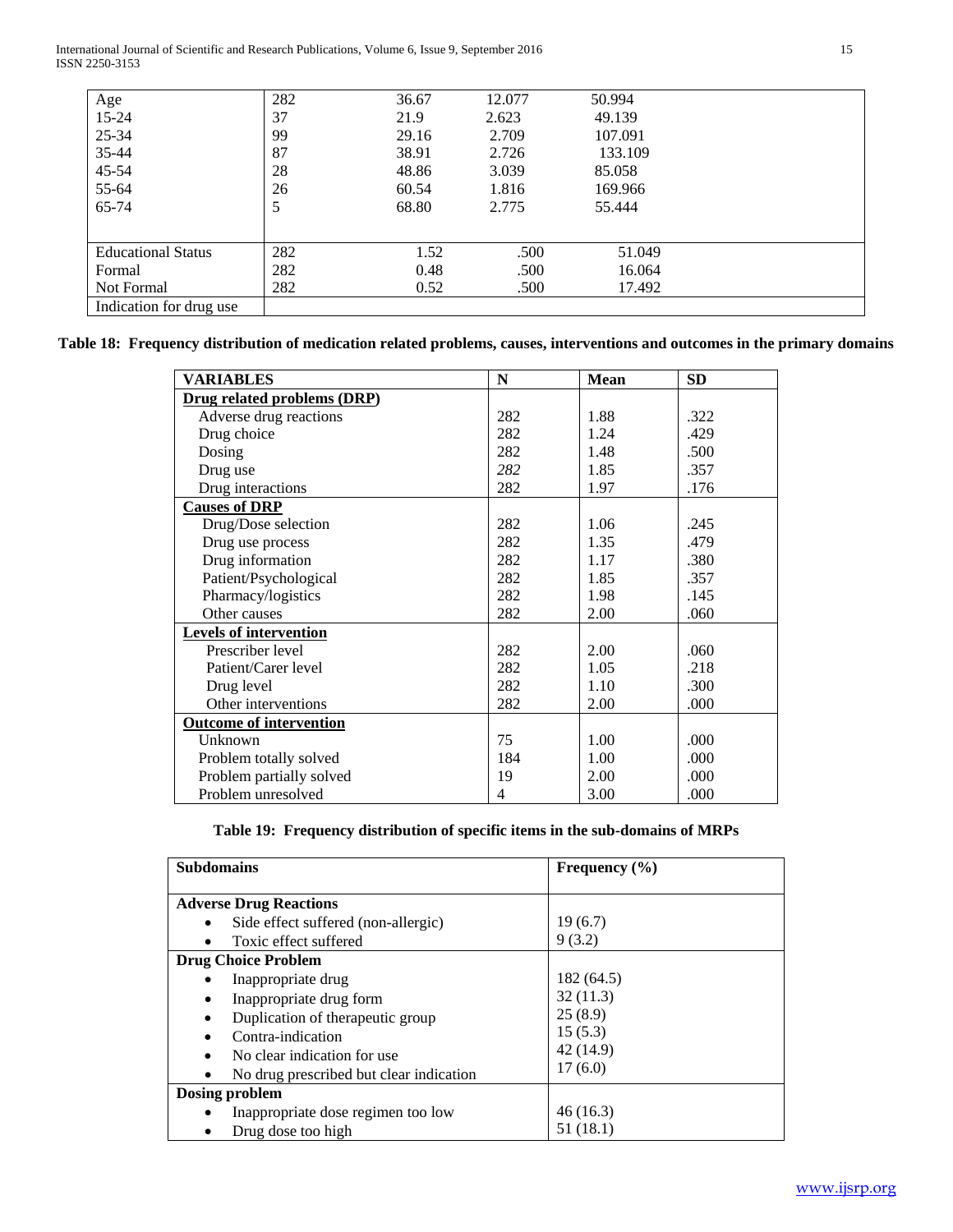| | | | | |
|---|---|---|---|---|
| Age | 282 | 36.67 | 12.077 | 50.994 |
| 15-24 | 37 | 21.9 | 2.623 | 49.139 |
| 25-34 | 99 | 29.16 | 2.709 | 107.091 |
| 35-44 | 87 | 38.91 | 2.726 | 133.109 |
| 45-54 | 28 | 48.86 | 3.039 | 85.058 |
| 55-64 | 26 | 60.54 | 1.816 | 169.966 |
| 65-74 | 5 | 68.80 | 2.775 | 55.444 |
| Educational Status | 282 | 1.52 | .500 | 51.049 |
| Formal | 282 | 0.48 | .500 | 16.064 |
| Not Formal | 282 | 0.52 | .500 | 17.492 |
| Indication for drug use | | | | |

**Table 18: Frequency distribution of medication related problems, causes, interventions and outcomes in the primary domains**

| VARIABLES | N | Mean | SD |
|---|---|---|---|
| **Drug related problems (DRP)** | | | |
| Adverse drug reactions | 282 | 1.88 | .322 |
| Drug choice | 282 | 1.24 | .429 |
| Dosing | 282 | 1.48 | .500 |
| Drug use | *282* | 1.85 | .357 |
| Drug interactions | 282 | 1.97 | .176 |
| **Causes of DRP** | | | |
| Drug/Dose selection | 282 | 1.06 | .245 |
| Drug use process | 282 | 1.35 | .479 |
| Drug information | 282 | 1.17 | .380 |
| Patient/Psychological | 282 | 1.85 | .357 |
| Pharmacy/logistics | 282 | 1.98 | .145 |
| Other causes | 282 | 2.00 | .060 |
| **Levels of intervention** | | | |
| Prescriber level | 282 | 2.00 | .060 |
| Patient/Carer level | 282 | 1.05 | .218 |
| Drug level | 282 | 1.10 | .300 |
| Other interventions | 282 | 2.00 | .000 |
| **Outcome of intervention** | | | |
| Unknown | 75 | 1.00 | .000 |
| Problem totally solved | 184 | 1.00 | .000 |
| Problem partially solved | 19 | 2.00 | .000 |
| Problem unresolved | 4 | 3.00 | .000 |

**Table 19: Frequency distribution of specific items in the sub-domains of MRPs**

| Subdomains | Frequency (%) |
|---|---|
| **Adverse Drug Reactions** | |
| • Side effect suffered (non-allergic) | 19 (6.7) |
| • Toxic effect suffered | 9 (3.2) |
| **Drug Choice Problem** | |
| • Inappropriate drug | 182 (64.5) |
| • Inappropriate drug form | 32 (11.3) |
| • Duplication of therapeutic group | 25 (8.9) |
| • Contra-indication | 15 (5.3) |
| • No clear indication for use | 42 (14.9) |
| • No drug prescribed but clear indication | 17 (6.0) |
| **Dosing problem** | |
| • Inappropriate dose regimen too low | 46 (16.3) |
| • Drug dose too high | 51 (18.1) |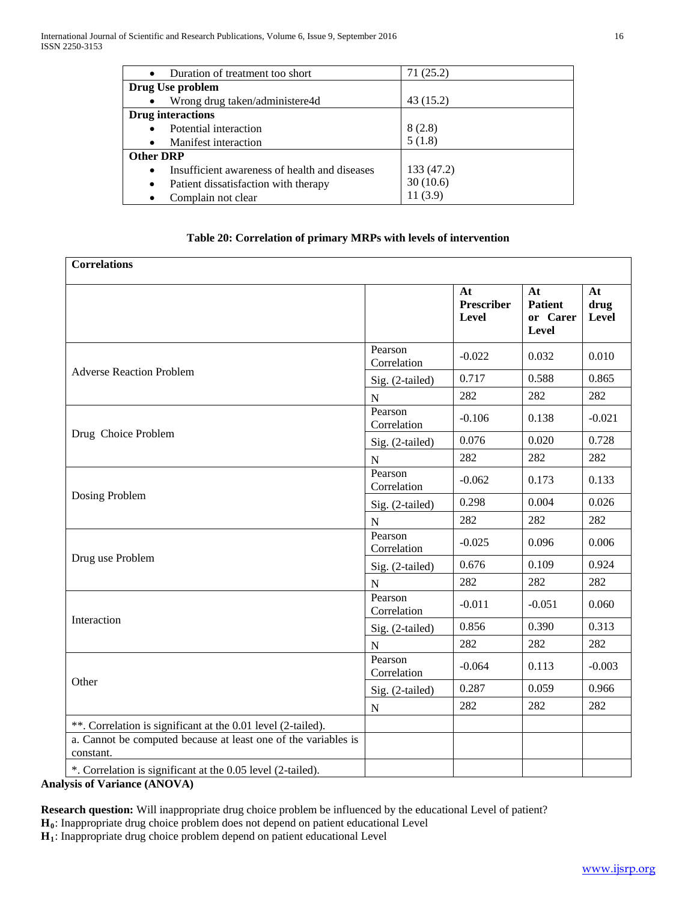| | |
|---|---|
| • Duration of treatment too short | 71 (25.2) |
| **Drug Use problem** | |
| • Wrong drug taken/administere4d | 43 (15.2) |
| **Drug interactions** | |
| • Potential interaction | 8 (2.8) |
| • Manifest interaction | 5 (1.8) |
| **Other DRP** | |
| • Insufficient awareness of health and diseases | 133 (47.2) |
| • Patient dissatisfaction with therapy | 30 (10.6) |
| • Complain not clear | 11 (3.9) |

**Table 20: Correlation of primary MRPs with levels of intervention**

| Correlations | | | | |
|---|---|---|---|---|
| | | **At Prescriber Level** | **At Patient or Carer Level** | **At drug Level** |
| Adverse Reaction Problem | Pearson Correlation | -0.022 | 0.032 | 0.010 |
| | Sig. (2-tailed) | 0.717 | 0.588 | 0.865 |
| | N | 282 | 282 | 282 |
| Drug Choice Problem | Pearson Correlation | -0.106 | 0.138 | -0.021 |
| | Sig. (2-tailed) | 0.076 | 0.020 | 0.728 |
| | N | 282 | 282 | 282 |
| Dosing Problem | Pearson Correlation | -0.062 | 0.173 | 0.133 |
| | Sig. (2-tailed) | 0.298 | 0.004 | 0.026 |
| | N | 282 | 282 | 282 |
| Drug use Problem | Pearson Correlation | -0.025 | 0.096 | 0.006 |
| | Sig. (2-tailed) | 0.676 | 0.109 | 0.924 |
| | N | 282 | 282 | 282 |
| Interaction | Pearson Correlation | -0.011 | -0.051 | 0.060 |
| | Sig. (2-tailed) | 0.856 | 0.390 | 0.313 |
| | N | 282 | 282 | 282 |
| Other | Pearson Correlation | -0.064 | 0.113 | -0.003 |
| | Sig. (2-tailed) | 0.287 | 0.059 | 0.966 |
| | N | 282 | 282 | 282 |
| **. Correlation is significant at the 0.01 level (2-tailed). | | | | |
| a. Cannot be computed because at least one of the variables is constant. | | | | |
| *. Correlation is significant at the 0.05 level (2-tailed). | | | | |

**Analysis of Variance (ANOVA)**

**Research question:** Will inappropriate drug choice problem be influenced by the educational Level of patient?

**$H_0$**: Inappropriate drug choice problem does not depend on patient educational Level

**$H_1$**: Inappropriate drug choice problem depend on patient educational Level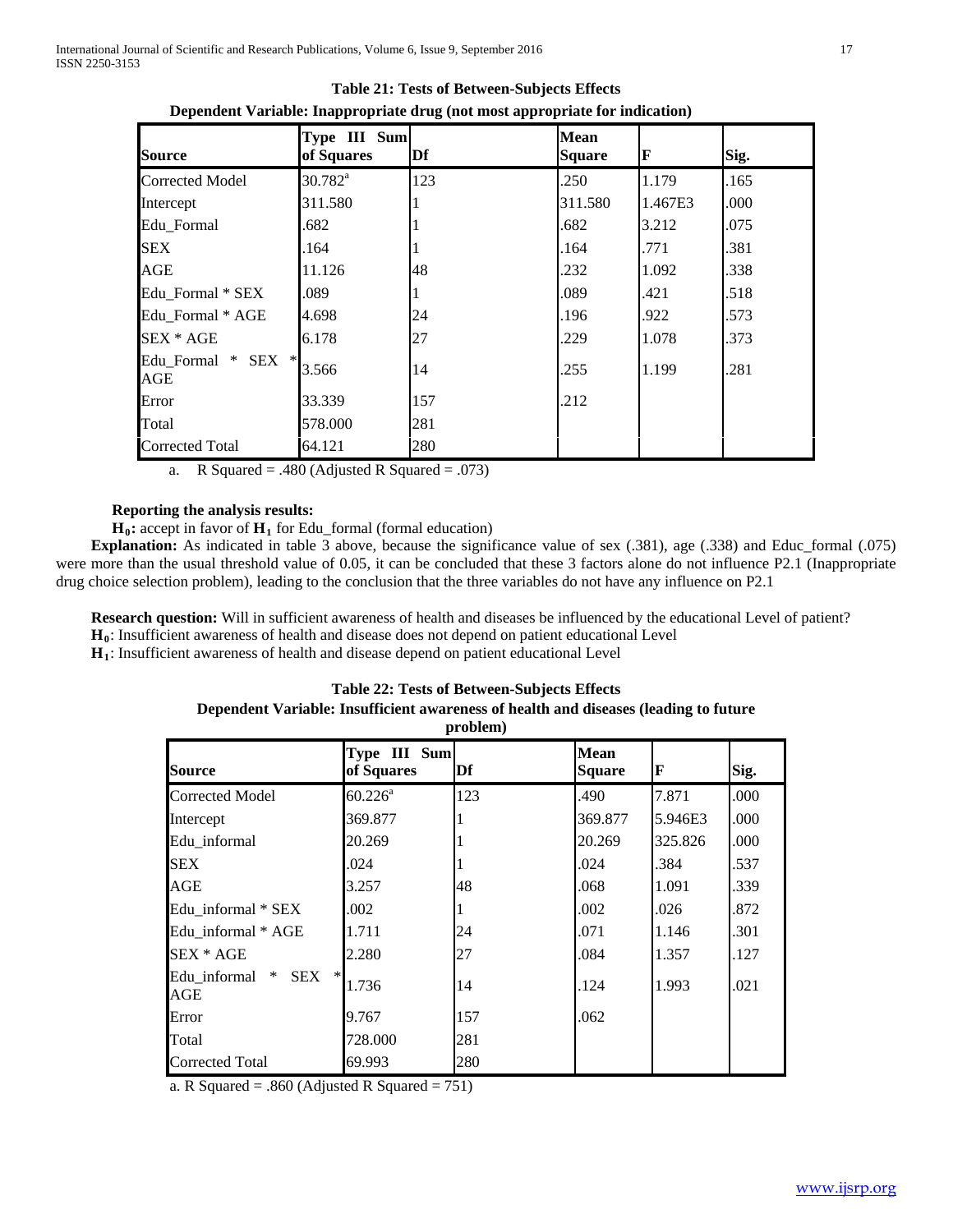**Table 21: Tests of Between-Subjects Effects**

**Dependent Variable: Inappropriate drug (not most appropriate for indication)**

| Source | Type III Sum of Squares | Df | Mean Square | F | Sig. |
|---|---|---|---|---|---|
| Corrected Model | 30.782[a] | 123 | .250 | 1.179 | .165 |
| Intercept | 311.580 | 1 | 311.580 | 1.467E3 | .000 |
| Edu_Formal | .682 | 1 | .682 | 3.212 | .075 |
| SEX | .164 | 1 | .164 | .771 | .381 |
| AGE | 11.126 | 48 | .232 | 1.092 | .338 |
| Edu_Formal * SEX | .089 | 1 | .089 | .421 | .518 |
| Edu_Formal * AGE | 4.698 | 24 | .196 | .922 | .573 |
| SEX * AGE | 6.178 | 27 | .229 | 1.078 | .373 |
| Edu_Formal * SEX * AGE | 3.566 | 14 | .255 | 1.199 | .281 |
| Error | 33.339 | 157 | .212 | | |
| Total | 578.000 | 281 | | | |
| Corrected Total | 64.121 | 280 | | | |

a. R Squared = .480 (Adjusted R Squared = .073)

**Reporting the analysis results:**

**$H_0$:** accept in favor of **$H_1$** for Edu_formal (formal education)

**Explanation:** As indicated in table 3 above, because the significance value of sex (.381), age (.338) and Educ_formal (.075) were more than the usual threshold value of 0.05, it can be concluded that these 3 factors alone do not influence P2.1 (Inappropriate drug choice selection problem), leading to the conclusion that the three variables do not have any influence on P2.1

**Research question:** Will in sufficient awareness of health and diseases be influenced by the educational Level of patient?

**$H_0$**: Insufficient awareness of health and disease does not depend on patient educational Level

**$H_1$**: Insufficient awareness of health and disease depend on patient educational Level

**Table 22: Tests of Between-Subjects Effects**

**Dependent Variable: Insufficient awareness of health and diseases (leading to future problem)**

| Source | Type III Sum of Squares | Df | Mean Square | F | Sig. |
|---|---|---|---|---|---|
| Corrected Model | 60.226[a] | 123 | .490 | 7.871 | .000 |
| Intercept | 369.877 | 1 | 369.877 | 5.946E3 | .000 |
| Edu_informal | 20.269 | 1 | 20.269 | 325.826 | .000 |
| SEX | .024 | 1 | .024 | .384 | .537 |
| AGE | 3.257 | 48 | .068 | 1.091 | .339 |
| Edu_informal * SEX | .002 | 1 | .002 | .026 | .872 |
| Edu_informal * AGE | 1.711 | 24 | .071 | 1.146 | .301 |
| SEX * AGE | 2.280 | 27 | .084 | 1.357 | .127 |
| Edu_informal * SEX * AGE | 1.736 | 14 | .124 | 1.993 | .021 |
| Error | 9.767 | 157 | .062 | | |
| Total | 728.000 | 281 | | | |
| Corrected Total | 69.993 | 280 | | | |

a. R Squared = .860 (Adjusted R Squared = 751)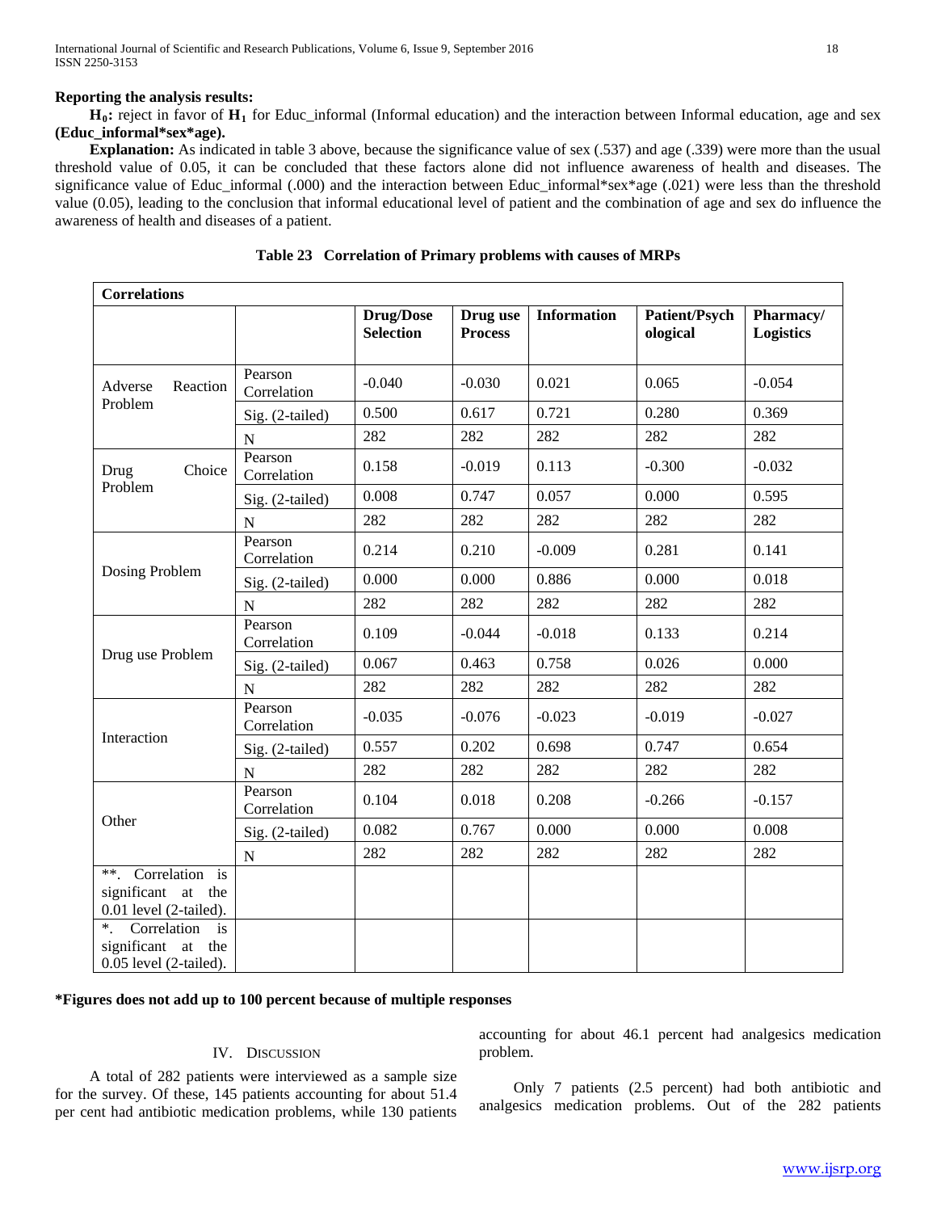**Reporting the analysis results:**

**$H_0$:** reject in favor of **$H_1$** for Educ_informal (Informal education) and the interaction between Informal education, age and sex **(Educ_informal*sex*age).**

**Explanation:** As indicated in table 3 above, because the significance value of sex (.537) and age (.339) were more than the usual threshold value of 0.05, it can be concluded that these factors alone did not influence awareness of health and diseases. The significance value of Educ_informal (.000) and the interaction between Educ_informal*sex*age (.021) were less than the threshold value (0.05), leading to the conclusion that informal educational level of patient and the combination of age and sex do influence the awareness of health and diseases of a patient.

**Table 23 Correlation of Primary problems with causes of MRPs**

| **Correlations** | | | | | | |
|---|---|---|---|---|---|---|
| | | **Drug/Dose Selection** | **Drug use Process** | **Information** | **Patient/Psychological** | **Pharmacy/ Logistics** |
| Adverse Reaction Problem | Pearson Correlation | -0.040 | -0.030 | 0.021 | 0.065 | -0.054 |
| | Sig. (2-tailed) | 0.500 | 0.617 | 0.721 | 0.280 | 0.369 |
| | N | 282 | 282 | 282 | 282 | 282 |
| Drug Choice Problem | Pearson Correlation | 0.158 | -0.019 | 0.113 | -0.300 | -0.032 |
| | Sig. (2-tailed) | 0.008 | 0.747 | 0.057 | 0.000 | 0.595 |
| | N | 282 | 282 | 282 | 282 | 282 |
| Dosing Problem | Pearson Correlation | 0.214 | 0.210 | -0.009 | 0.281 | 0.141 |
| | Sig. (2-tailed) | 0.000 | 0.000 | 0.886 | 0.000 | 0.018 |
| | N | 282 | 282 | 282 | 282 | 282 |
| Drug use Problem | Pearson Correlation | 0.109 | -0.044 | -0.018 | 0.133 | 0.214 |
| | Sig. (2-tailed) | 0.067 | 0.463 | 0.758 | 0.026 | 0.000 |
| | N | 282 | 282 | 282 | 282 | 282 |
| Interaction | Pearson Correlation | -0.035 | -0.076 | -0.023 | -0.019 | -0.027 |
| | Sig. (2-tailed) | 0.557 | 0.202 | 0.698 | 0.747 | 0.654 |
| | N | 282 | 282 | 282 | 282 | 282 |
| Other | Pearson Correlation | 0.104 | 0.018 | 0.208 | -0.266 | -0.157 |
| | Sig. (2-tailed) | 0.082 | 0.767 | 0.000 | 0.000 | 0.008 |
| | N | 282 | 282 | 282 | 282 | 282 |
| **. Correlation is significant at the 0.01 level (2-tailed). | | | | | | |
| *. Correlation is significant at the 0.05 level (2-tailed). | | | | | | |

**\*Figures does not add up to 100 percent because of multiple responses**

## IV. Discussion

A total of 282 patients were interviewed as a sample size for the survey. Of these, 145 patients accounting for about 51.4 per cent had antibiotic medication problems, while 130 patients accounting for about 46.1 percent had analgesics medication problem.

Only 7 patients (2.5 percent) had both antibiotic and analgesics medication problems. Out of the 282 patients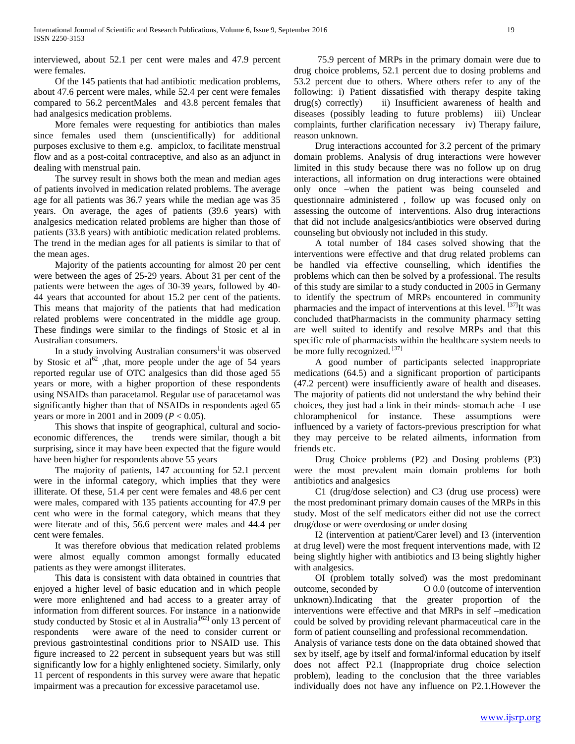interviewed, about 52.1 per cent were males and 47.9 percent were females.

Of the 145 patients that had antibiotic medication problems, about 47.6 percent were males, while 52.4 per cent were females compared to 56.2 percentMales and 43.8 percent females that had analgesics medication problems.

More females were requesting for antibiotics than males since females used them (unscientifically) for additional purposes exclusive to them e.g. ampiclox, to facilitate menstrual flow and as a post-coital contraceptive, and also as an adjunct in dealing with menstrual pain.

The survey result in shows both the mean and median ages of patients involved in medication related problems. The average age for all patients was 36.7 years while the median age was 35 years. On average, the ages of patients (39.6 years) with analgesics medication related problems are higher than those of patients (33.8 years) with antibiotic medication related problems. The trend in the median ages for all patients is similar to that of the mean ages.

Majority of the patients accounting for almost 20 per cent were between the ages of 25-29 years. About 31 per cent of the patients were between the ages of 30-39 years, followed by 40-44 years that accounted for about 15.2 per cent of the patients. This means that majority of the patients that had medication related problems were concentrated in the middle age group. These findings were similar to the findings of Stosic et al in Australian consumers.

In a study involving Australian consumers it was observed by Stosic et al[62] ,that, more people under the age of 54 years reported regular use of OTC analgesics than did those aged 55 years or more, with a higher proportion of these respondents using NSAIDs than paracetamol. Regular use of paracetamol was significantly higher than that of NSAIDs in respondents aged 65 years or more in 2001 and in 2009 ($P < 0.05$).

This shows that inspite of geographical, cultural and socio-economic differences, the trends were similar, though a bit surprising, since it may have been expected that the figure would have been higher for respondents above 55 years

The majority of patients, 147 accounting for 52.1 percent were in the informal category, which implies that they were illiterate. Of these, 51.4 per cent were females and 48.6 per cent were males, compared with 135 patients accounting for 47.9 per cent who were in the formal category, which means that they were literate and of this, 56.6 percent were males and 44.4 per cent were females.

It was therefore obvious that medication related problems were almost equally common amongst formally educated patients as they were amongst illiterates.

This data is consistent with data obtained in countries that enjoyed a higher level of basic education and in which people were more enlightened and had access to a greater array of information from different sources. For instance in a nationwide study conducted by Stosic et al in Australia[62] only 13 percent of respondents were aware of the need to consider current or previous gastrointestinal conditions prior to NSAID use. This figure increased to 22 percent in subsequent years but was still significantly low for a highly enlightened society. Similarly, only 11 percent of respondents in this survey were aware that hepatic impairment was a precaution for excessive paracetamol use.

75.9 percent of MRPs in the primary domain were due to drug choice problems, 52.1 percent due to dosing problems and 53.2 percent due to others. Where others refer to any of the following: i) Patient dissatisfied with therapy despite taking drug(s) correctly) ii) Insufficient awareness of health and diseases (possibly leading to future problems) iii) Unclear complaints, further clarification necessary iv) Therapy failure, reason unknown.

Drug interactions accounted for 3.2 percent of the primary domain problems. Analysis of drug interactions were however limited in this study because there was no follow up on drug interactions, all information on drug interactions were obtained only once –when the patient was being counseled and questionnaire administered , follow up was focused only on assessing the outcome of interventions. Also drug interactions that did not include analgesics/antibiotics were observed during counseling but obviously not included in this study.

A total number of 184 cases solved showing that the interventions were effective and that drug related problems can be handled via effective counselling, which identifies the problems which can then be solved by a professional. The results of this study are similar to a study conducted in 2005 in Germany to identify the spectrum of MRPs encountered in community pharmacies and the impact of interventions at this level. [37]It was concluded thatPharmacists in the community pharmacy setting are well suited to identify and resolve MRPs and that this specific role of pharmacists within the healthcare system needs to be more fully recognized. [37]

A good number of participants selected inappropriate medications (64.5) and a significant proportion of participants (47.2 percent) were insufficiently aware of health and diseases. The majority of patients did not understand the why behind their choices, they just had a link in their minds- stomach ache –I use chloramphenicol for instance. These assumptions were influenced by a variety of factors-previous prescription for what they may perceive to be related ailments, information from friends etc.

Drug Choice problems (P2) and Dosing problems (P3) were the most prevalent main domain problems for both antibiotics and analgesics

C1 (drug/dose selection) and C3 (drug use process) were the most predominant primary domain causes of the MRPs in this study. Most of the self medicators either did not use the correct drug/dose or were overdosing or under dosing

I2 (intervention at patient/Carer level) and I3 (intervention at drug level) were the most frequent interventions made, with I2 being slightly higher with antibiotics and I3 being slightly higher with analgesics.

OI (problem totally solved) was the most predominant outcome, seconded by O 0.0 (outcome of intervention unknown).Indicating that the greater proportion of the interventions were effective and that MRPs in self –medication could be solved by providing relevant pharmaceutical care in the form of patient counselling and professional recommendation.

Analysis of variance tests done on the data obtained showed that sex by itself, age by itself and formal/informal education by itself does not affect P2.1 (Inappropriate drug choice selection problem), leading to the conclusion that the three variables individually does not have any influence on P2.1.However the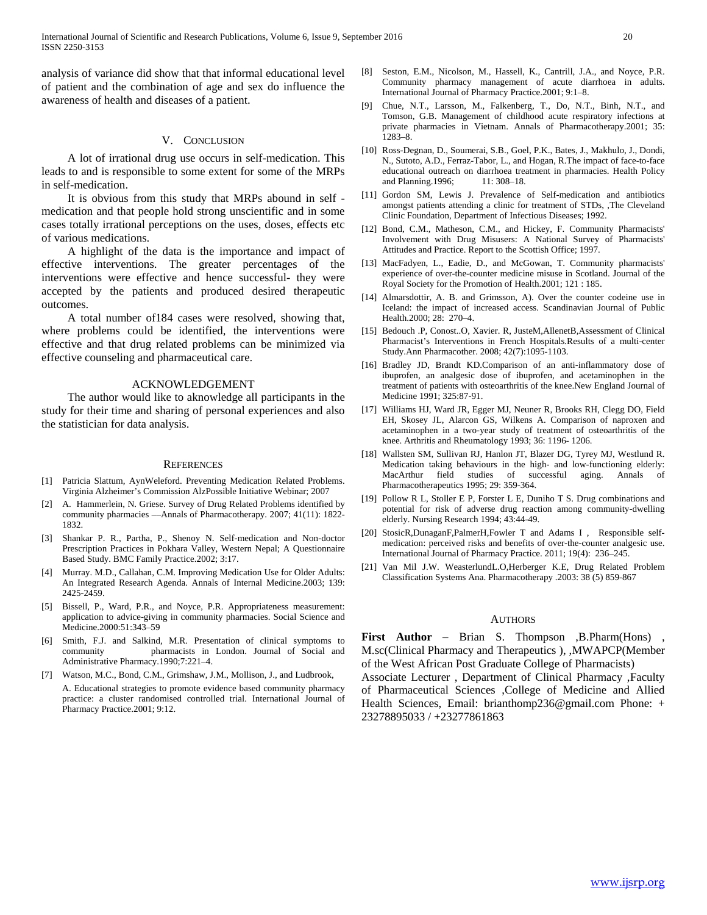analysis of variance did show that that informal educational level of patient and the combination of age and sex do influence the awareness of health and diseases of a patient.

## V. Conclusion

A lot of irrational drug use occurs in self-medication. This leads to and is responsible to some extent for some of the MRPs in self-medication.

It is obvious from this study that MRPs abound in self - medication and that people hold strong unscientific and in some cases totally irrational perceptions on the uses, doses, effects etc of various medications.

A highlight of the data is the importance and impact of effective interventions. The greater percentages of the interventions were effective and hence successful- they were accepted by the patients and produced desired therapeutic outcomes.

A total number of184 cases were resolved, showing that, where problems could be identified, the interventions were effective and that drug related problems can be minimized via effective counseling and pharmaceutical care.

## Acknowledgement

The author would like to aknowledge all participants in the study for their time and sharing of personal experiences and also the statistician for data analysis.

## References

[1] Patricia Slattum, AynWeleford. Preventing Medication Related Problems. Virginia Alzheimer's Commission AlzPossible Initiative Webinar; 2007

[2] A. Hammerlein, N. Griese. Survey of Drug Related Problems identified by community pharmacies —Annals of Pharmacotherapy. 2007; 41(11): 1822-1832.

[3] Shankar P. R., Partha, P., Shenoy N. Self-medication and Non-doctor Prescription Practices in Pokhara Valley, Western Nepal; A Questionnaire Based Study. BMC Family Practice.2002; 3:17.

[4] Murray. M.D., Callahan, C.M. Improving Medication Use for Older Adults: An Integrated Research Agenda. Annals of Internal Medicine.2003; 139: 2425-2459.

[5] Bissell, P., Ward, P.R., and Noyce, P.R. Appropriateness measurement: application to advice-giving in community pharmacies. Social Science and Medicine.2000:51:343–59

[6] Smith, F.J. and Salkind, M.R. Presentation of clinical symptoms to community pharmacists in London. Journal of Social and Administrative Pharmacy.1990;7:221–4.

[7] Watson, M.C., Bond, C.M., Grimshaw, J.M., Mollison, J., and Ludbrook, A. Educational strategies to promote evidence based community pharmacy practice: a cluster randomised controlled trial. International Journal of Pharmacy Practice.2001; 9:12.

[8] Seston, E.M., Nicolson, M., Hassell, K., Cantrill, J.A., and Noyce, P.R. Community pharmacy management of acute diarrhoea in adults. International Journal of Pharmacy Practice.2001; 9:1–8.

[9] Chue, N.T., Larsson, M., Falkenberg, T., Do, N.T., Binh, N.T., and Tomson, G.B. Management of childhood acute respiratory infections at private pharmacies in Vietnam. Annals of Pharmacotherapy.2001; 35: 1283–8.

[10] Ross-Degnan, D., Soumerai, S.B., Goel, P.K., Bates, J., Makhulo, J., Dondi, N., Sutoto, A.D., Ferraz-Tabor, L., and Hogan, R.The impact of face-to-face educational outreach on diarrhoea treatment in pharmacies. Health Policy and Planning.1996; 11: 308–18.

[11] Gordon SM, Lewis J. Prevalence of Self-medication and antibiotics amongst patients attending a clinic for treatment of STDs, ,The Cleveland Clinic Foundation, Department of Infectious Diseases; 1992.

[12] Bond, C.M., Matheson, C.M., and Hickey, F. Community Pharmacists' Involvement with Drug Misusers: A National Survey of Pharmacists' Attitudes and Practice. Report to the Scottish Office; 1997.

[13] MacFadyen, L., Eadie, D., and McGowan, T. Community pharmacists' experience of over-the-counter medicine misuse in Scotland. Journal of the Royal Society for the Promotion of Health.2001; 121 : 185.

[14] Almarsdottir, A. B. and Grimsson, A). Over the counter codeine use in Iceland: the impact of increased access. Scandinavian Journal of Public Health.2000; 28: 270–4.

[15] Bedouch .P, Conost..O, Xavier. R, JusteM,AllenetB,Assessment of Clinical Pharmacist's Interventions in French Hospitals.Results of a multi-center Study.Ann Pharmacother. 2008; 42(7):1095-1103.

[16] Bradley JD, Brandt KD.Comparison of an anti-inflammatory dose of ibuprofen, an analgesic dose of ibuprofen, and acetaminophen in the treatment of patients with osteoarthritis of the knee.New England Journal of Medicine 1991; 325:87-91.

[17] Williams HJ, Ward JR, Egger MJ, Neuner R, Brooks RH, Clegg DO, Field EH, Skosey JL, Alarcon GS, Wilkens A. Comparison of naproxen and acetaminophen in a two-year study of treatment of osteoarthritis of the knee. Arthritis and Rheumatology 1993; 36: 1196- 1206.

[18] Wallsten SM, Sullivan RJ, Hanlon JT, Blazer DG, Tyrey MJ, Westlund R. Medication taking behaviours in the high- and low-functioning elderly: MacArthur field studies of successful aging. Annals of Pharmacotherapeutics 1995; 29: 359-364.

[19] Pollow R L, Stoller E P, Forster L E, Duniho T S. Drug combinations and potential for risk of adverse drug reaction among community-dwelling elderly. Nursing Research 1994; 43:44-49.

[20] StosicR,DunaganF,PalmerH,Fowler T and Adams I , Responsible self-medication: perceived risks and benefits of over-the-counter analgesic use. International Journal of Pharmacy Practice. 2011; 19(4): 236–245.

[21] Van Mil J.W. WeasterlundL.O,Herberger K.E, Drug Related Problem Classification Systems Ana. Pharmacotherapy .2003: 38 (5) 859-867

## Authors

**First Author** – Brian S. Thompson ,B.Pharm(Hons) , M.sc(Clinical Pharmacy and Therapeutics ), ,MWAPCP(Member of the West African Post Graduate College of Pharmacists)
Associate Lecturer , Department of Clinical Pharmacy ,Faculty of Pharmaceutical Sciences ,College of Medicine and Allied Health Sciences, Email: brianthomp236@gmail.com Phone: + 23278895033 / +23277861863